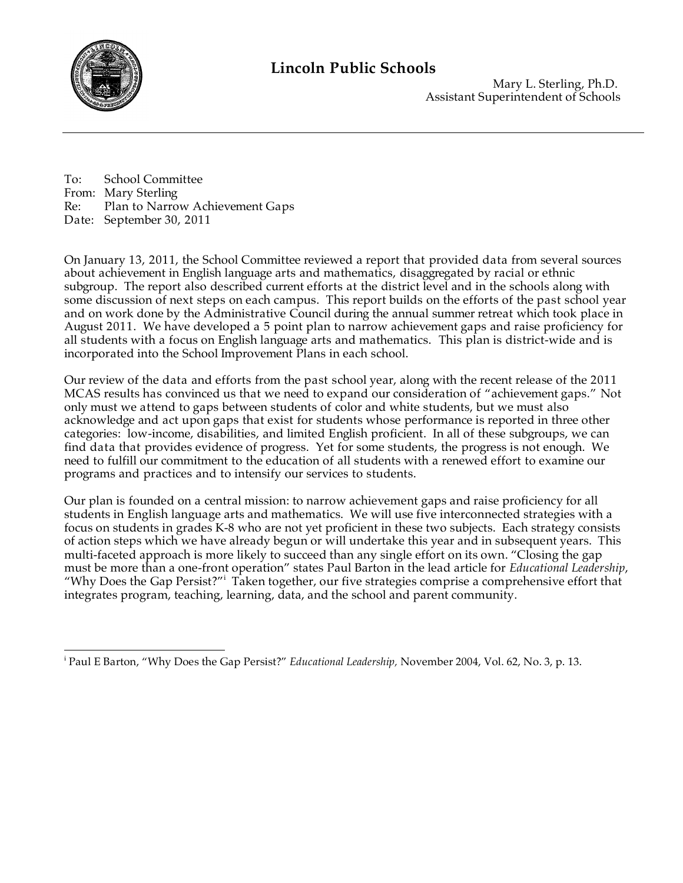# Lincoln Public Schools

Mary L. Sterling, Ph.D.
Assistant Superintendent of Schools

To: School Committee
From: Mary Sterling
Re: Plan to Narrow Achievement Gaps
Date: September 30, 2011

On January 13, 2011, the School Committee reviewed a report that provided data from several sources about achievement in English language arts and mathematics, disaggregated by racial or ethnic subgroup. The report also described current efforts at the district level and in the schools along with some discussion of next steps on each campus. This report builds on the efforts of the past school year and on work done by the Administrative Council during the annual summer retreat which took place in August 2011. We have developed a 5 point plan to narrow achievement gaps and raise proficiency for all students with a focus on English language arts and mathematics. This plan is district-wide and is incorporated into the School Improvement Plans in each school.

Our review of the data and efforts from the past school year, along with the recent release of the 2011 MCAS results has convinced us that we need to expand our consideration of "achievement gaps." Not only must we attend to gaps between students of color and white students, but we must also acknowledge and act upon gaps that exist for students whose performance is reported in three other categories: low-income, disabilities, and limited English proficient. In all of these subgroups, we can find data that provides evidence of progress. Yet for some students, the progress is not enough. We need to fulfill our commitment to the education of all students with a renewed effort to examine our programs and practices and to intensify our services to students.

Our plan is founded on a central mission: to narrow achievement gaps and raise proficiency for all students in English language arts and mathematics. We will use five interconnected strategies with a focus on students in grades K-8 who are not yet proficient in these two subjects. Each strategy consists of action steps which we have already begun or will undertake this year and in subsequent years. This multi-faceted approach is more likely to succeed than any single effort on its own. "Closing the gap must be more than a one-front operation" states Paul Barton in the lead article for *Educational Leadership*, "Why Does the Gap Persist?"[i] Taken together, our five strategies comprise a comprehensive effort that integrates program, teaching, learning, data, and the school and parent community.

---

[i] Paul E Barton, "Why Does the Gap Persist?" *Educational Leadership,* November 2004, Vol. 62, No. 3, p. 13.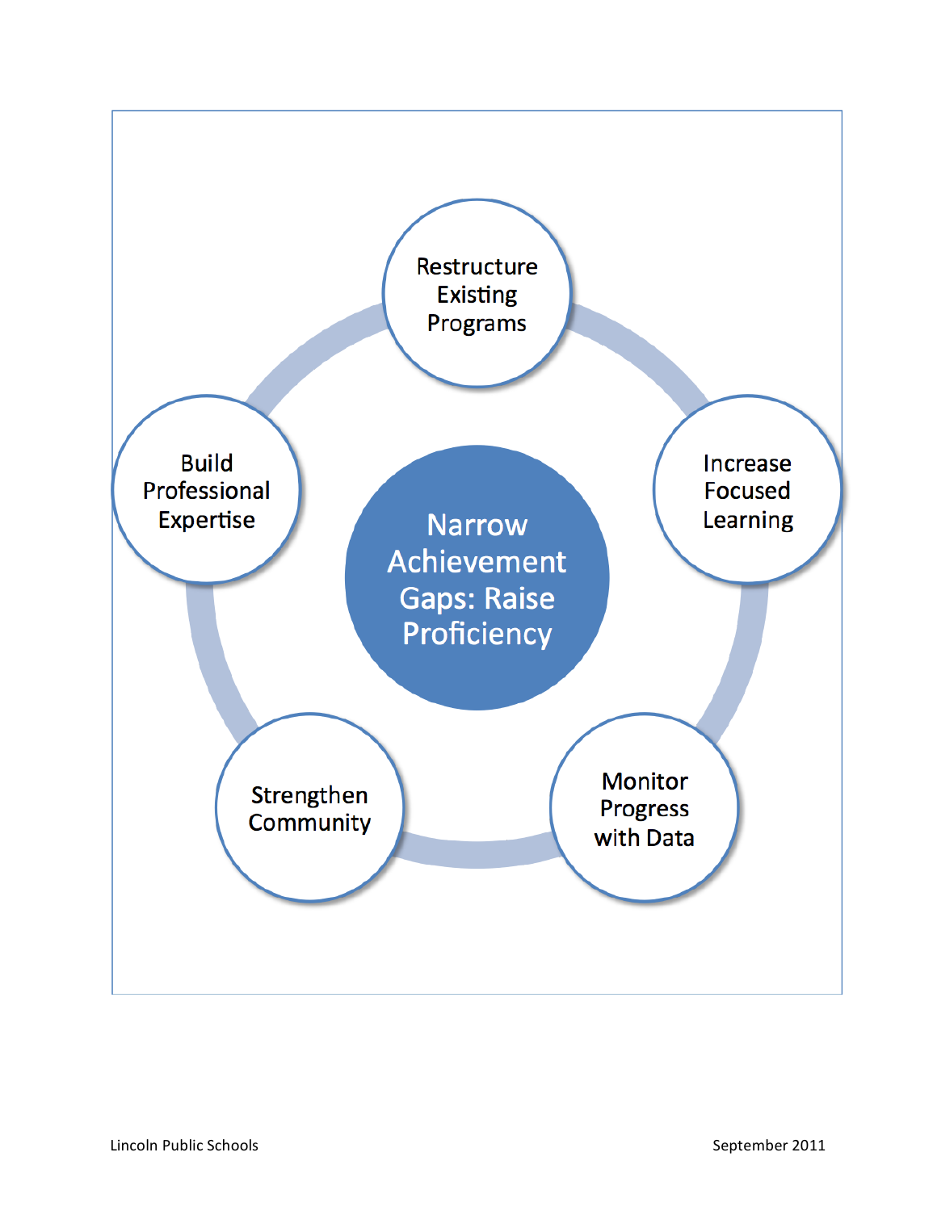Narrow Achievement Gaps: Raise Proficiency

Restructure Existing Programs

Increase Focused Learning

Monitor Progress with Data

Strengthen Community

Build Professional Expertise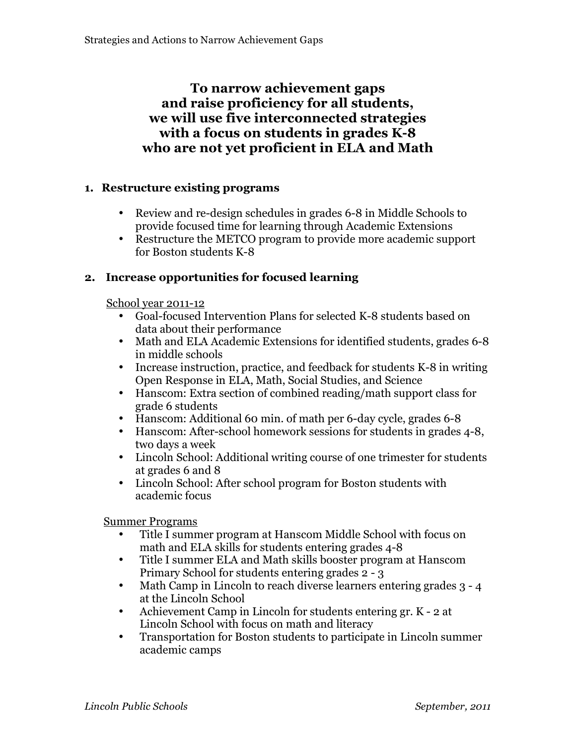# To narrow achievement gaps and raise proficiency for all students, we will use five interconnected strategies with a focus on students in grades K-8 who are not yet proficient in ELA and Math

## 1. Restructure existing programs

- Review and re-design schedules in grades 6-8 in Middle Schools to provide focused time for learning through Academic Extensions
- Restructure the METCO program to provide more academic support for Boston students K-8

## 2. Increase opportunities for focused learning

School year 2011-12

- Goal-focused Intervention Plans for selected K-8 students based on data about their performance
- Math and ELA Academic Extensions for identified students, grades 6-8 in middle schools
- Increase instruction, practice, and feedback for students K-8 in writing Open Response in ELA, Math, Social Studies, and Science
- Hanscom: Extra section of combined reading/math support class for grade 6 students
- Hanscom: Additional 60 min. of math per 6-day cycle, grades 6-8
- Hanscom: After-school homework sessions for students in grades 4-8, two days a week
- Lincoln School: Additional writing course of one trimester for students at grades 6 and 8
- Lincoln School: After school program for Boston students with academic focus

Summer Programs

- Title I summer program at Hanscom Middle School with focus on math and ELA skills for students entering grades 4-8
- Title I summer ELA and Math skills booster program at Hanscom Primary School for students entering grades 2 - 3
- Math Camp in Lincoln to reach diverse learners entering grades 3 - 4 at the Lincoln School
- Achievement Camp in Lincoln for students entering gr. K - 2 at Lincoln School with focus on math and literacy
- Transportation for Boston students to participate in Lincoln summer academic camps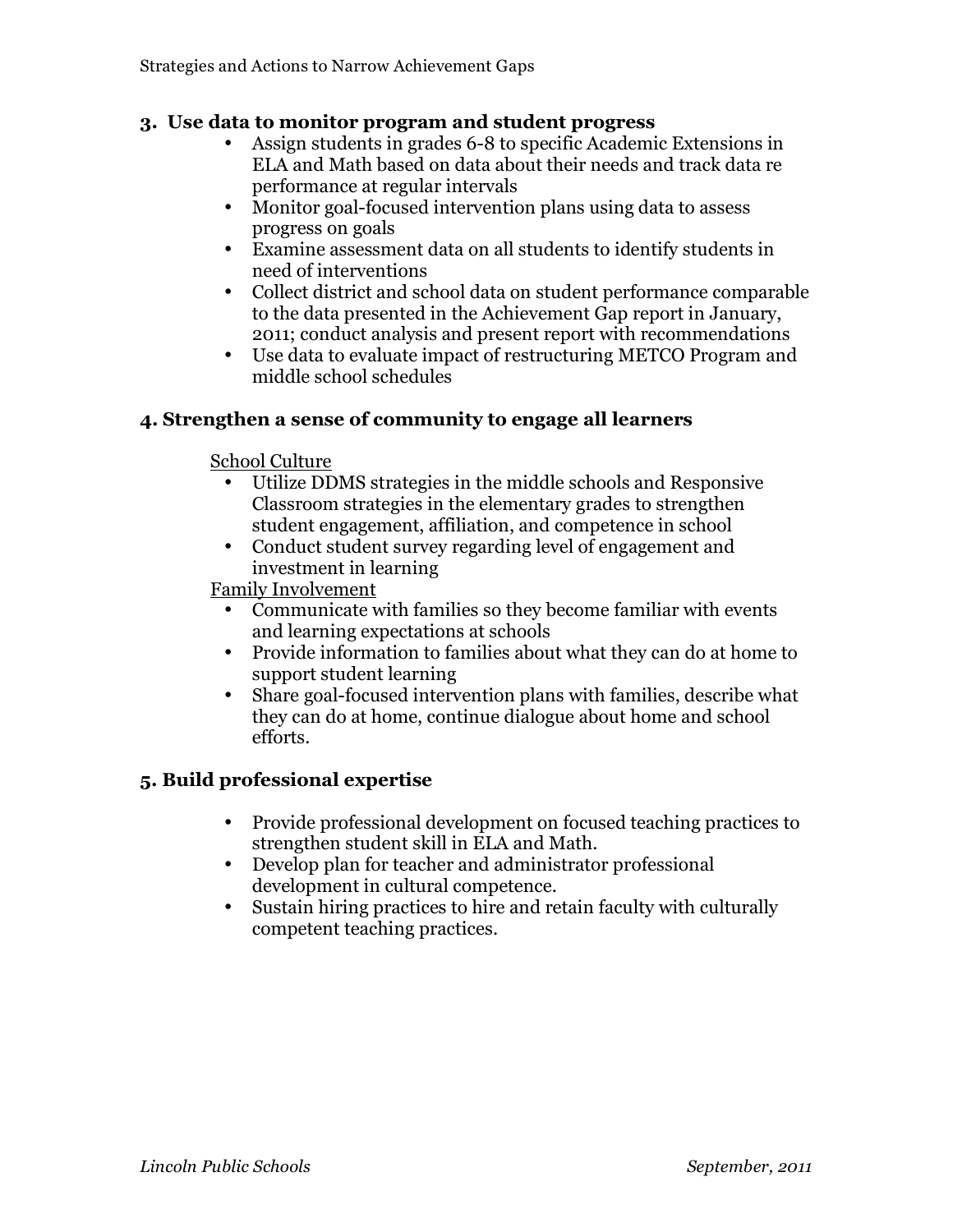### 3. Use data to monitor program and student progress

- Assign students in grades 6-8 to specific Academic Extensions in ELA and Math based on data about their needs and track data re performance at regular intervals
- Monitor goal-focused intervention plans using data to assess progress on goals
- Examine assessment data on all students to identify students in need of interventions
- Collect district and school data on student performance comparable to the data presented in the Achievement Gap report in January, 2011; conduct analysis and present report with recommendations
- Use data to evaluate impact of restructuring METCO Program and middle school schedules

### 4. Strengthen a sense of community to engage all learners

<u>School Culture</u>

- Utilize DDMS strategies in the middle schools and Responsive Classroom strategies in the elementary grades to strengthen student engagement, affiliation, and competence in school
- Conduct student survey regarding level of engagement and investment in learning

<u>Family Involvement</u>

- Communicate with families so they become familiar with events and learning expectations at schools
- Provide information to families about what they can do at home to support student learning
- Share goal-focused intervention plans with families, describe what they can do at home, continue dialogue about home and school efforts.

### 5. Build professional expertise

- Provide professional development on focused teaching practices to strengthen student skill in ELA and Math.
- Develop plan for teacher and administrator professional development in cultural competence.
- Sustain hiring practices to hire and retain faculty with culturally competent teaching practices.